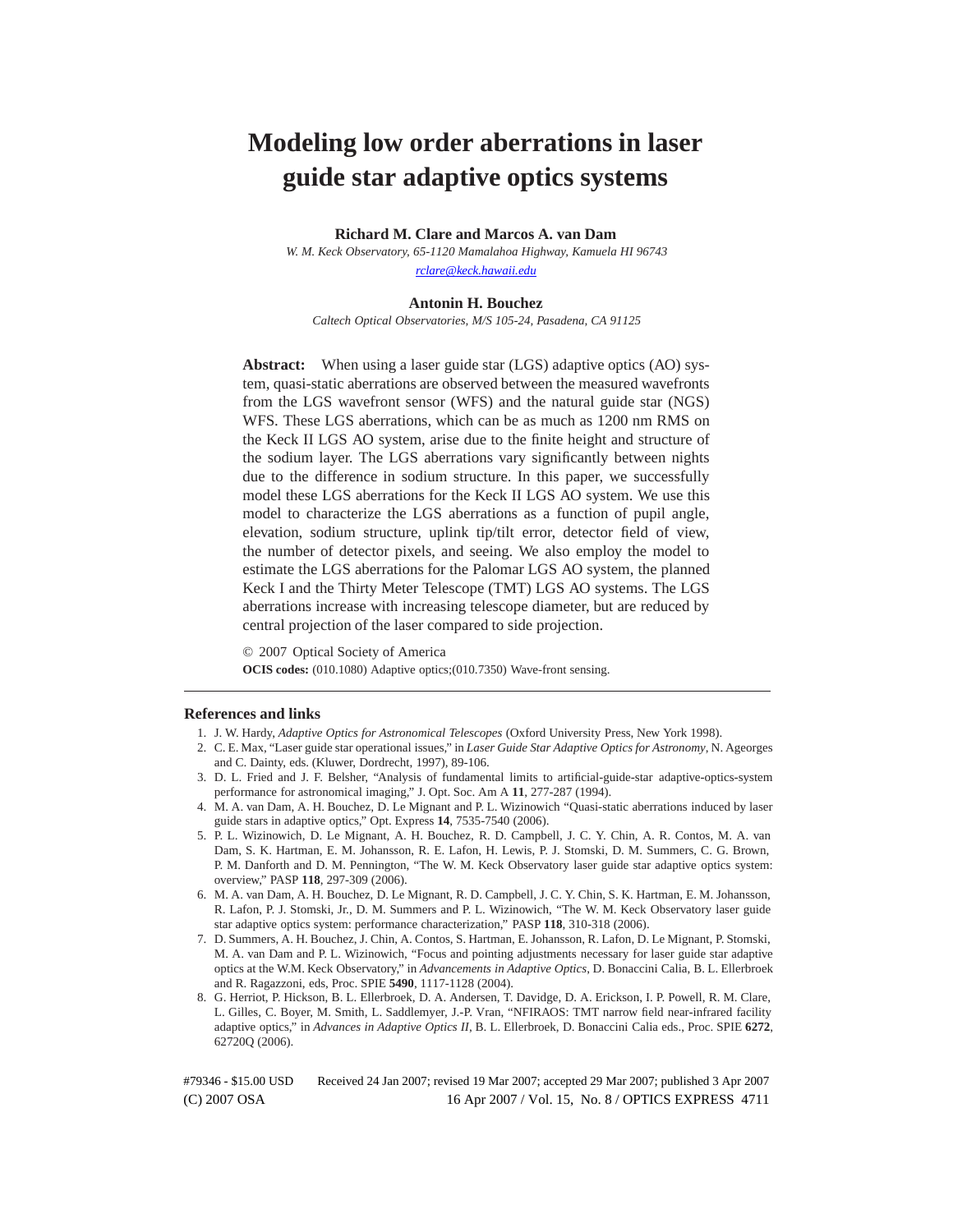# Modeling low order aberrations in laser guide star adaptive optics systems

**Richard M. Clare and Marcos A. van Dam**

*W. M. Keck Observatory, 65-1120 Mamalahoa Highway, Kamuela HI 96743*

*rclare@keck.hawaii.edu*

**Antonin H. Bouchez**

*Caltech Optical Observatories, M/S 105-24, Pasadena, CA 91125*

**Abstract:** When using a laser guide star (LGS) adaptive optics (AO) system, quasi-static aberrations are observed between the measured wavefronts from the LGS wavefront sensor (WFS) and the natural guide star (NGS) WFS. These LGS aberrations, which can be as much as 1200 nm RMS on the Keck II LGS AO system, arise due to the finite height and structure of the sodium layer. The LGS aberrations vary significantly between nights due to the difference in sodium structure. In this paper, we successfully model these LGS aberrations for the Keck II LGS AO system. We use this model to characterize the LGS aberrations as a function of pupil angle, elevation, sodium structure, uplink tip/tilt error, detector field of view, the number of detector pixels, and seeing. We also employ the model to estimate the LGS aberrations for the Palomar LGS AO system, the planned Keck I and the Thirty Meter Telescope (TMT) LGS AO systems. The LGS aberrations increase with increasing telescope diameter, but are reduced by central projection of the laser compared to side projection.

© 2007 Optical Society of America

**OCIS codes:** (010.1080) Adaptive optics;(010.7350) Wave-front sensing.

---

## References and links

1. J. W. Hardy, *Adaptive Optics for Astronomical Telescopes* (Oxford University Press, New York 1998).
2. C. E. Max, "Laser guide star operational issues," in *Laser Guide Star Adaptive Optics for Astronomy*, N. Ageorges and C. Dainty, eds. (Kluwer, Dordrecht, 1997), 89-106.
3. D. L. Fried and J. F. Belsher, "Analysis of fundamental limits to artificial-guide-star adaptive-optics-system performance for astronomical imaging," J. Opt. Soc. Am A **11**, 277-287 (1994).
4. M. A. van Dam, A. H. Bouchez, D. Le Mignant and P. L. Wizinowich "Quasi-static aberrations induced by laser guide stars in adaptive optics," Opt. Express **14**, 7535-7540 (2006).
5. P. L. Wizinowich, D. Le Mignant, A. H. Bouchez, R. D. Campbell, J. C. Y. Chin, A. R. Contos, M. A. van Dam, S. K. Hartman, E. M. Johansson, R. E. Lafon, H. Lewis, P. J. Stomski, D. M. Summers, C. G. Brown, P. M. Danforth and D. M. Pennington, "The W. M. Keck Observatory laser guide star adaptive optics system: overview," PASP **118**, 297-309 (2006).
6. M. A. van Dam, A. H. Bouchez, D. Le Mignant, R. D. Campbell, J. C. Y. Chin, S. K. Hartman, E. M. Johansson, R. Lafon, P. J. Stomski, Jr., D. M. Summers and P. L. Wizinowich, "The W. M. Keck Observatory laser guide star adaptive optics system: performance characterization," PASP **118**, 310-318 (2006).
7. D. Summers, A. H. Bouchez, J. Chin, A. Contos, S. Hartman, E. Johansson, R. Lafon, D. Le Mignant, P. Stomski, M. A. van Dam and P. L. Wizinowich, "Focus and pointing adjustments necessary for laser guide star adaptive optics at the W.M. Keck Observatory," in *Advancements in Adaptive Optics*, D. Bonaccini Calia, B. L. Ellerbroek and R. Ragazzoni, eds, Proc. SPIE **5490**, 1117-1128 (2004).
8. G. Herriot, P. Hickson, B. L. Ellerbroek, D. A. Andersen, T. Davidge, D. A. Erickson, I. P. Powell, R. M. Clare, L. Gilles, C. Boyer, M. Smith, L. Saddlemyer, J.-P. Vran, "NFIRAOS: TMT narrow field near-infrared facility adaptive optics," in *Advances in Adaptive Optics II*, B. L. Ellerbroek, D. Bonaccini Calia eds., Proc. SPIE **6272**, 62720Q (2006).

#79346 - $15.00 USD Received 24 Jan 2007; revised 19 Mar 2007; accepted 29 Mar 2007; published 3 Apr 2007

(C) 2007 OSA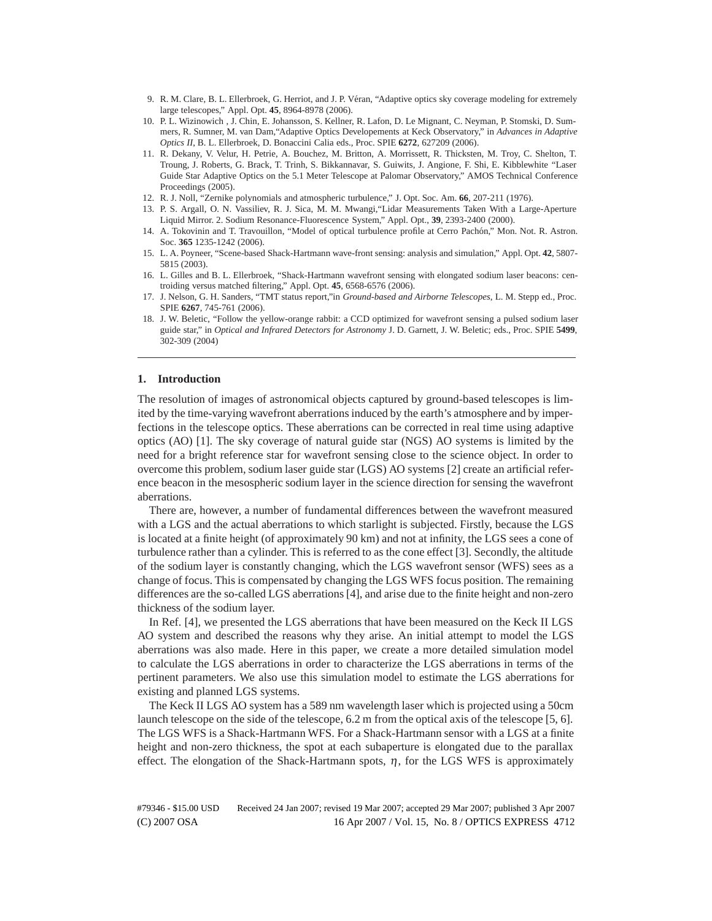9. R. M. Clare, B. L. Ellerbroek, G. Herriot, and J. P. Véran, “Adaptive optics sky coverage modeling for extremely large telescopes,” Appl. Opt. **45**, 8964-8978 (2006).
10. P. L. Wizinowich , J. Chin, E. Johansson, S. Kellner, R. Lafon, D. Le Mignant, C. Neyman, P. Stomski, D. Summers, R. Sumner, M. van Dam,“Adaptive Optics Developements at Keck Observatory,” in *Advances in Adaptive Optics II*, B. L. Ellerbroek, D. Bonaccini Calia eds., Proc. SPIE **6272**, 627209 (2006).
11. R. Dekany, V. Velur, H. Petrie, A. Bouchez, M. Britton, A. Morrissett, R. Thicksten, M. Troy, C. Shelton, T. Troung, J. Roberts, G. Brack, T. Trinh, S. Bikkannavar, S. Guiwits, J. Angione, F. Shi, E. Kibblewhite “Laser Guide Star Adaptive Optics on the 5.1 Meter Telescope at Palomar Observatory,” AMOS Technical Conference Proceedings (2005).
12. R. J. Noll, “Zernike polynomials and atmospheric turbulence,” J. Opt. Soc. Am. **66**, 207-211 (1976).
13. P. S. Argall, O. N. Vassiliev, R. J. Sica, M. M. Mwangi,“Lidar Measurements Taken With a Large-Aperture Liquid Mirror. 2. Sodium Resonance-Fluorescence System,” Appl. Opt., **39**, 2393-2400 (2000).
14. A. Tokovinin and T. Travouillon, “Model of optical turbulence profile at Cerro Pachón,” Mon. Not. R. Astron. Soc. **365** 1235-1242 (2006).
15. L. A. Poyneer, “Scene-based Shack-Hartmann wave-front sensing: analysis and simulation,” Appl. Opt. **42**, 5807-5815 (2003).
16. L. Gilles and B. L. Ellerbroek, “Shack-Hartmann wavefront sensing with elongated sodium laser beacons: centroiding versus matched filtering,” Appl. Opt. **45**, 6568-6576 (2006).
17. J. Nelson, G. H. Sanders, “TMT status report,”in *Ground-based and Airborne Telescopes*, L. M. Stepp ed., Proc. SPIE **6267**, 745-761 (2006).
18. J. W. Beletic, “Follow the yellow-orange rabbit: a CCD optimized for wavefront sensing a pulsed sodium laser guide star,” in *Optical and Infrared Detectors for Astronomy* J. D. Garnett, J. W. Beletic; eds., Proc. SPIE **5499**, 302-309 (2004)

---

## 1. Introduction

The resolution of images of astronomical objects captured by ground-based telescopes is limited by the time-varying wavefront aberrations induced by the earth’s atmosphere and by imperfections in the telescope optics. These aberrations can be corrected in real time using adaptive optics (AO) [1]. The sky coverage of natural guide star (NGS) AO systems is limited by the need for a bright reference star for wavefront sensing close to the science object. In order to overcome this problem, sodium laser guide star (LGS) AO systems [2] create an artificial reference beacon in the mesospheric sodium layer in the science direction for sensing the wavefront aberrations.

There are, however, a number of fundamental differences between the wavefront measured with a LGS and the actual aberrations to which starlight is subjected. Firstly, because the LGS is located at a finite height (of approximately 90 km) and not at infinity, the LGS sees a cone of turbulence rather than a cylinder. This is referred to as the cone effect [3]. Secondly, the altitude of the sodium layer is constantly changing, which the LGS wavefront sensor (WFS) sees as a change of focus. This is compensated by changing the LGS WFS focus position. The remaining differences are the so-called LGS aberrations [4], and arise due to the finite height and non-zero thickness of the sodium layer.

In Ref. [4], we presented the LGS aberrations that have been measured on the Keck II LGS AO system and described the reasons why they arise. An initial attempt to model the LGS aberrations was also made. Here in this paper, we create a more detailed simulation model to calculate the LGS aberrations in order to characterize the LGS aberrations in terms of the pertinent parameters. We also use this simulation model to estimate the LGS aberrations for existing and planned LGS systems.

The Keck II LGS AO system has a 589 nm wavelength laser which is projected using a 50cm launch telescope on the side of the telescope, 6.2 m from the optical axis of the telescope [5, 6]. The LGS WFS is a Shack-Hartmann WFS. For a Shack-Hartmann sensor with a LGS at a finite height and non-zero thickness, the spot at each subaperture is elongated due to the parallax effect. The elongation of the Shack-Hartmann spots, $\eta$, for the LGS WFS is approximately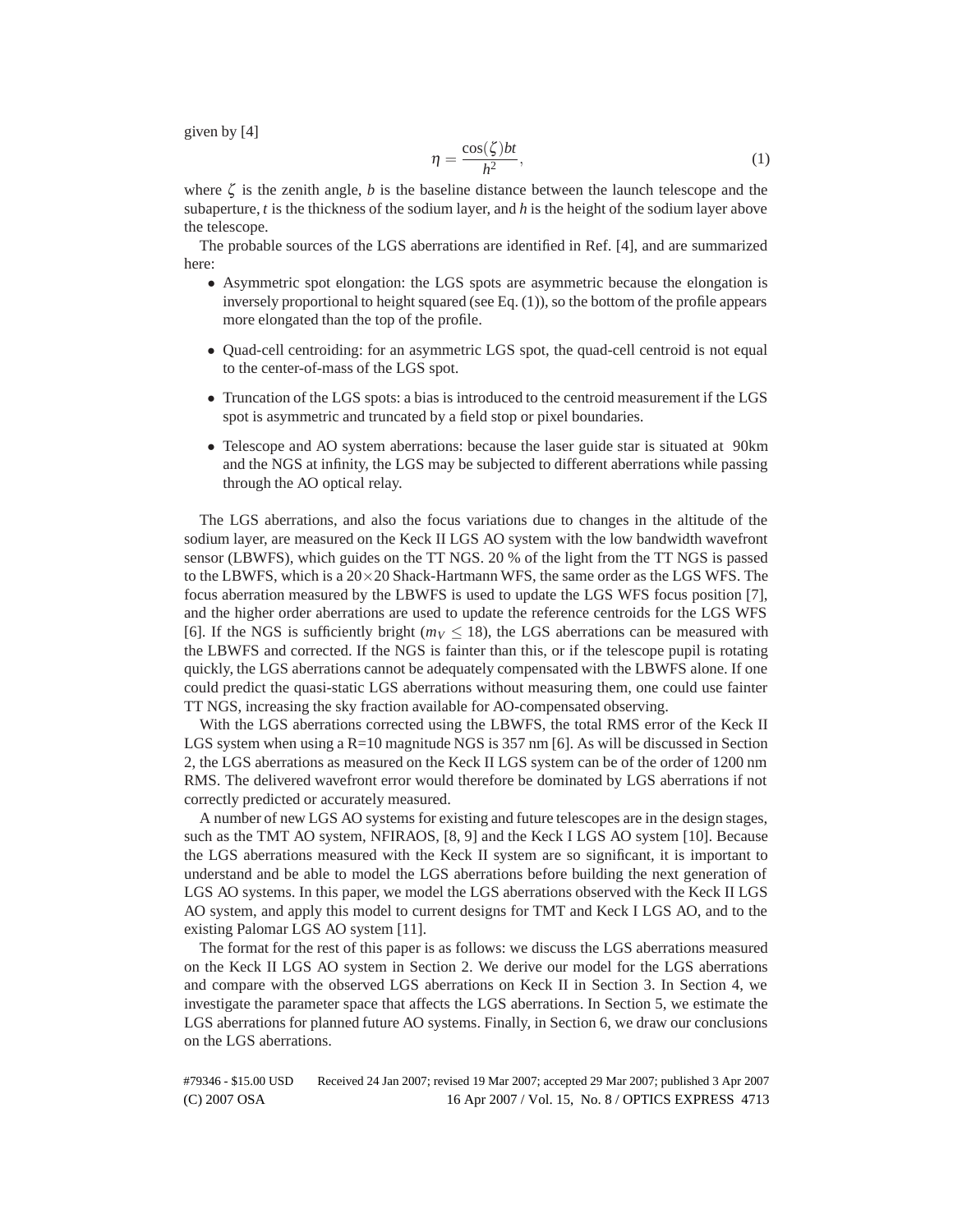given by [4]

$$\eta = \frac{\cos(\zeta) bt}{h^2}, \tag{1}$$

where $\zeta$ is the zenith angle, $b$ is the baseline distance between the launch telescope and the subaperture, $t$ is the thickness of the sodium layer, and $h$ is the height of the sodium layer above the telescope.

The probable sources of the LGS aberrations are identified in Ref. [4], and are summarized here:

- Asymmetric spot elongation: the LGS spots are asymmetric because the elongation is inversely proportional to height squared (see Eq. (1)), so the bottom of the profile appears more elongated than the top of the profile.

- Quad-cell centroiding: for an asymmetric LGS spot, the quad-cell centroid is not equal to the center-of-mass of the LGS spot.

- Truncation of the LGS spots: a bias is introduced to the centroid measurement if the LGS spot is asymmetric and truncated by a field stop or pixel boundaries.

- Telescope and AO system aberrations: because the laser guide star is situated at 90km and the NGS at infinity, the LGS may be subjected to different aberrations while passing through the AO optical relay.

The LGS aberrations, and also the focus variations due to changes in the altitude of the sodium layer, are measured on the Keck II LGS AO system with the low bandwidth wavefront sensor (LBWFS), which guides on the TT NGS. 20 % of the light from the TT NGS is passed to the LBWFS, which is a 20×20 Shack-Hartmann WFS, the same order as the LGS WFS. The focus aberration measured by the LBWFS is used to update the LGS WFS focus position [7], and the higher order aberrations are used to update the reference centroids for the LGS WFS [6]. If the NGS is sufficiently bright ($m_V \leq 18$), the LGS aberrations can be measured with the LBWFS and corrected. If the NGS is fainter than this, or if the telescope pupil is rotating quickly, the LGS aberrations cannot be adequately compensated with the LBWFS alone. If one could predict the quasi-static LGS aberrations without measuring them, one could use fainter TT NGS, increasing the sky fraction available for AO-compensated observing.

With the LGS aberrations corrected using the LBWFS, the total RMS error of the Keck II LGS system when using a R=10 magnitude NGS is 357 nm [6]. As will be discussed in Section 2, the LGS aberrations as measured on the Keck II LGS system can be of the order of 1200 nm RMS. The delivered wavefront error would therefore be dominated by LGS aberrations if not correctly predicted or accurately measured.

A number of new LGS AO systems for existing and future telescopes are in the design stages, such as the TMT AO system, NFIRAOS, [8, 9] and the Keck I LGS AO system [10]. Because the LGS aberrations measured with the Keck II system are so significant, it is important to understand and be able to model the LGS aberrations before building the next generation of LGS AO systems. In this paper, we model the LGS aberrations observed with the Keck II LGS AO system, and apply this model to current designs for TMT and Keck I LGS AO, and to the existing Palomar LGS AO system [11].

The format for the rest of this paper is as follows: we discuss the LGS aberrations measured on the Keck II LGS AO system in Section 2. We derive our model for the LGS aberrations and compare with the observed LGS aberrations on Keck II in Section 3. In Section 4, we investigate the parameter space that affects the LGS aberrations. In Section 5, we estimate the LGS aberrations for planned future AO systems. Finally, in Section 6, we draw our conclusions on the LGS aberrations.

#79346 - $15.00 USD Received 24 Jan 2007; revised 19 Mar 2007; accepted 29 Mar 2007; published 3 Apr 2007
(C) 2007 OSA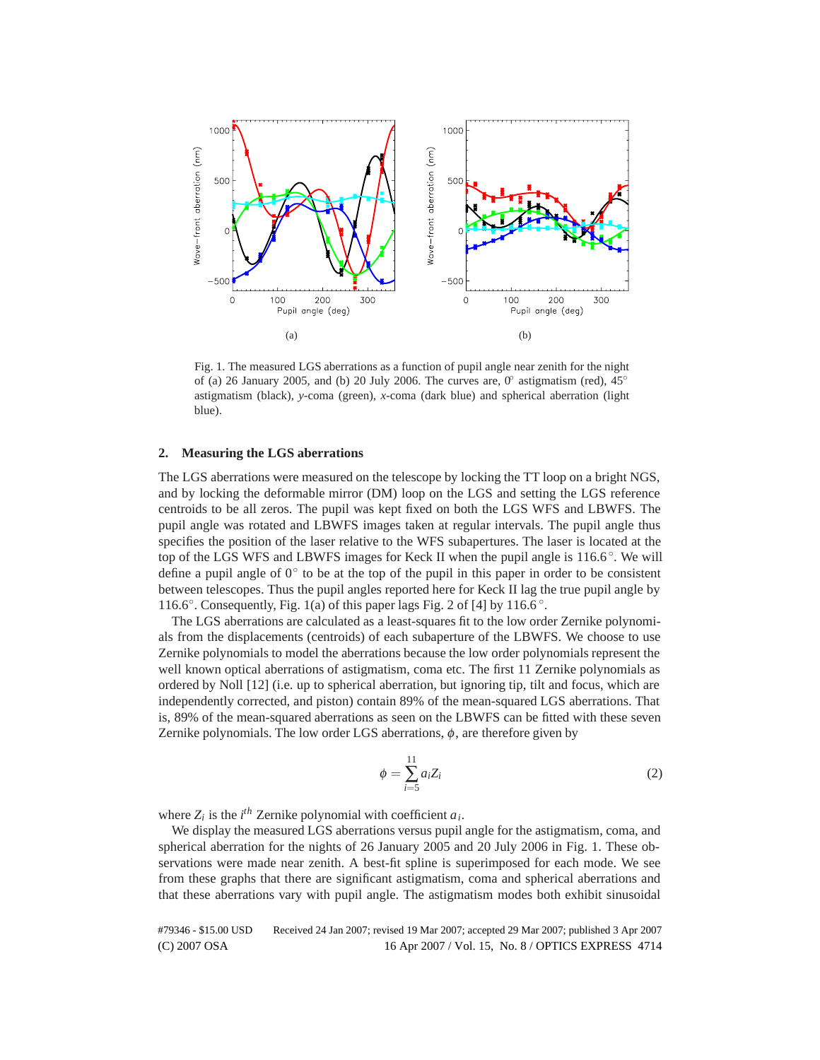Fig. 1. The measured LGS aberrations as a function of pupil angle near zenith for the night of (a) 26 January 2005, and (b) 20 July 2006. The curves are, 0° astigmatism (red), 45° astigmatism (black), *y*-coma (green), *x*-coma (dark blue) and spherical aberration (light blue).

## 2. Measuring the LGS aberrations

The LGS aberrations were measured on the telescope by locking the TT loop on a bright NGS, and by locking the deformable mirror (DM) loop on the LGS and setting the LGS reference centroids to be all zeros. The pupil was kept fixed on both the LGS WFS and LBWFS. The pupil angle was rotated and LBWFS images taken at regular intervals. The pupil angle thus specifies the position of the laser relative to the WFS subapertures. The laser is located at the top of the LGS WFS and LBWFS images for Keck II when the pupil angle is 116.6°. We will define a pupil angle of 0° to be at the top of the pupil in this paper in order to be consistent between telescopes. Thus the pupil angles reported here for Keck II lag the true pupil angle by 116.6°. Consequently, Fig. 1(a) of this paper lags Fig. 2 of [4] by 116.6°.

The LGS aberrations are calculated as a least-squares fit to the low order Zernike polynomials from the displacements (centroids) of each subaperture of the LBWFS. We choose to use Zernike polynomials to model the aberrations because the low order polynomials represent the well known optical aberrations of astigmatism, coma etc. The first 11 Zernike polynomials as ordered by Noll [12] (i.e. up to spherical aberration, but ignoring tip, tilt and focus, which are independently corrected, and piston) contain 89% of the mean-squared LGS aberrations. That is, 89% of the mean-squared aberrations as seen on the LBWFS can be fitted with these seven Zernike polynomials. The low order LGS aberrations, $\phi$, are therefore given by

$$\phi = \sum_{i=5}^{11} a_i Z_i \tag{2}$$

where $Z_i$ is the $i^{th}$ Zernike polynomial with coefficient $a_i$.

We display the measured LGS aberrations versus pupil angle for the astigmatism, coma, and spherical aberration for the nights of 26 January 2005 and 20 July 2006 in Fig. 1. These observations were made near zenith. A best-fit spline is superimposed for each mode. We see from these graphs that there are significant astigmatism, coma and spherical aberrations and that these aberrations vary with pupil angle. The astigmatism modes both exhibit sinusoidal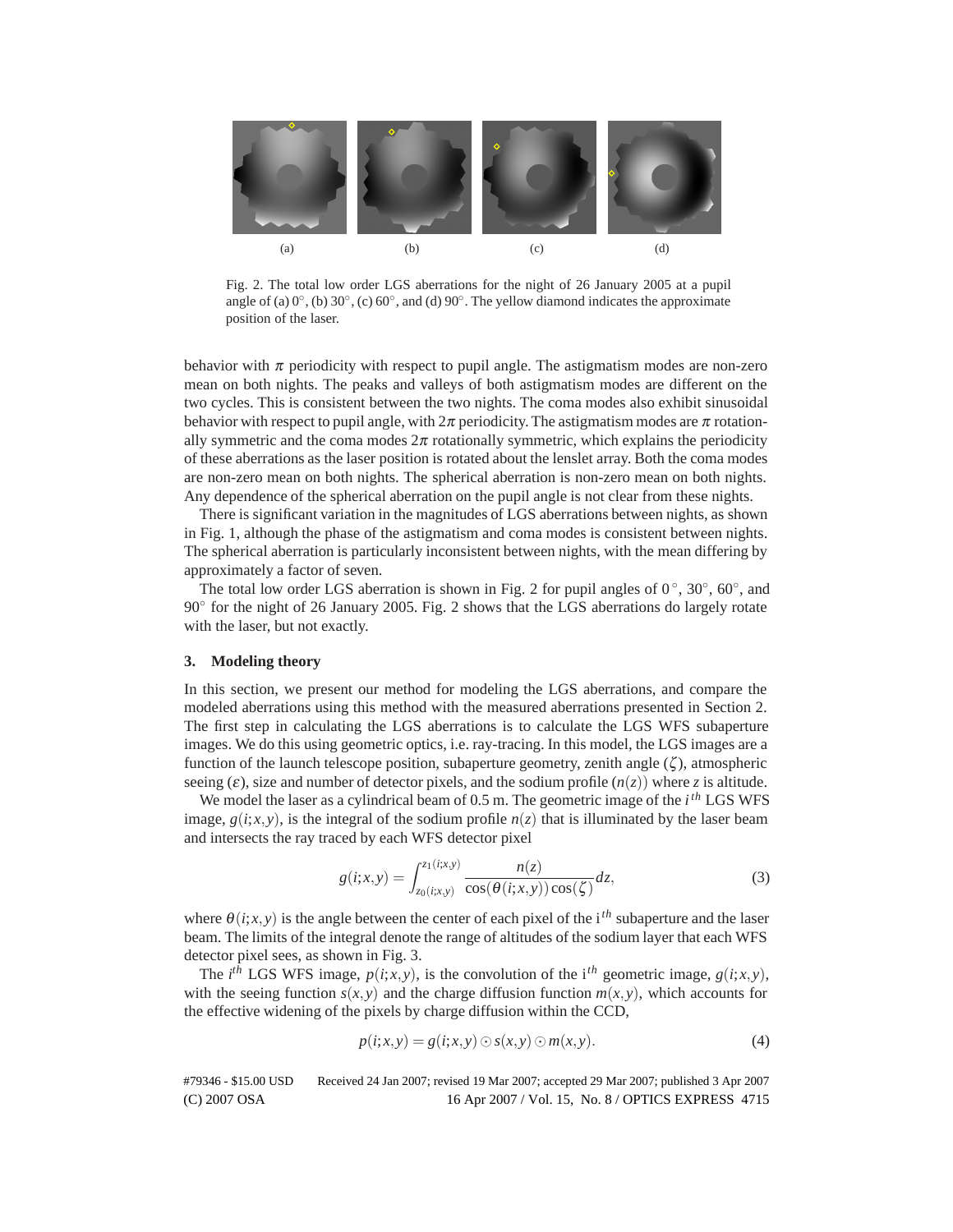(a) (b) (c) (d)

Fig. 2. The total low order LGS aberrations for the night of 26 January 2005 at a pupil angle of (a) 0°, (b) 30°, (c) 60°, and (d) 90°. The yellow diamond indicates the approximate position of the laser.

behavior with $\pi$ periodicity with respect to pupil angle. The astigmatism modes are non-zero mean on both nights. The peaks and valleys of both astigmatism modes are different on the two cycles. This is consistent between the two nights. The coma modes also exhibit sinusoidal behavior with respect to pupil angle, with $2\pi$ periodicity. The astigmatism modes are $\pi$ rotationally symmetric and the coma modes $2\pi$ rotationally symmetric, which explains the periodicity of these aberrations as the laser position is rotated about the lenslet array. Both the coma modes are non-zero mean on both nights. The spherical aberration is non-zero mean on both nights. Any dependence of the spherical aberration on the pupil angle is not clear from these nights.

There is significant variation in the magnitudes of LGS aberrations between nights, as shown in Fig. 1, although the phase of the astigmatism and coma modes is consistent between nights. The spherical aberration is particularly inconsistent between nights, with the mean differing by approximately a factor of seven.

The total low order LGS aberration is shown in Fig. 2 for pupil angles of 0°, 30°, 60°, and 90° for the night of 26 January 2005. Fig. 2 shows that the LGS aberrations do largely rotate with the laser, but not exactly.

## 3. Modeling theory

In this section, we present our method for modeling the LGS aberrations, and compare the modeled aberrations using this method with the measured aberrations presented in Section 2. The first step in calculating the LGS aberrations is to calculate the LGS WFS subaperture images. We do this using geometric optics, i.e. ray-tracing. In this model, the LGS images are a function of the launch telescope position, subaperture geometry, zenith angle ($\zeta$), atmospheric seeing ($\varepsilon$), size and number of detector pixels, and the sodium profile ($n(z)$) where $z$ is altitude.

We model the laser as a cylindrical beam of 0.5 m. The geometric image of the $i^{th}$ LGS WFS image, $g(i;x,y)$, is the integral of the sodium profile $n(z)$ that is illuminated by the laser beam and intersects the ray traced by each WFS detector pixel

$$g(i;x,y) = \int_{z_0(i;x,y)}^{z_1(i;x,y)} \frac{n(z)}{\cos(\theta(i;x,y))\cos(\zeta)} dz, \tag{3}$$

where $\theta(i;x,y)$ is the angle between the center of each pixel of the i$^{th}$ subaperture and the laser beam. The limits of the integral denote the range of altitudes of the sodium layer that each WFS detector pixel sees, as shown in Fig. 3.

The $i^{th}$ LGS WFS image, $p(i;x,y)$, is the convolution of the i$^{th}$ geometric image, $g(i;x,y)$, with the seeing function $s(x,y)$ and the charge diffusion function $m(x,y)$, which accounts for the effective widening of the pixels by charge diffusion within the CCD,

$$p(i;x,y) = g(i;x,y) \odot s(x,y) \odot m(x,y). \tag{4}$$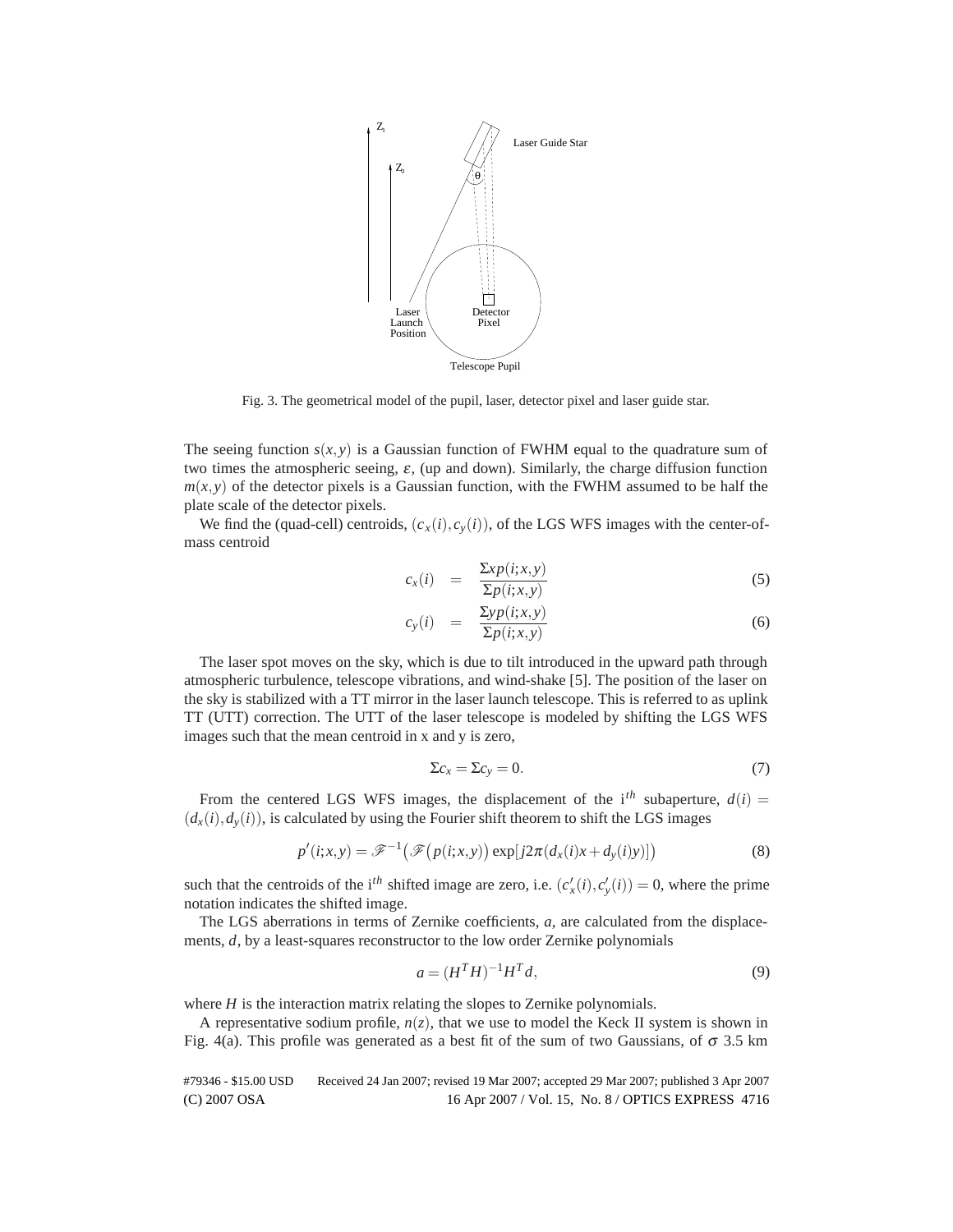Fig. 3. The geometrical model of the pupil, laser, detector pixel and laser guide star.

The seeing function $s(x,y)$ is a Gaussian function of FWHM equal to the quadrature sum of two times the atmospheric seeing, $\varepsilon$, (up and down). Similarly, the charge diffusion function $m(x,y)$ of the detector pixels is a Gaussian function, with the FWHM assumed to be half the plate scale of the detector pixels.

We find the (quad-cell) centroids, $(c_x(i), c_y(i))$, of the LGS WFS images with the center-of-mass centroid

$$c_x(i) = \frac{\Sigma x p(i;x,y)}{\Sigma p(i;x,y)} \tag{5}$$

$$c_y(i) = \frac{\Sigma y p(i;x,y)}{\Sigma p(i;x,y)} \tag{6}$$

The laser spot moves on the sky, which is due to tilt introduced in the upward path through atmospheric turbulence, telescope vibrations, and wind-shake [5]. The position of the laser on the sky is stabilized with a TT mirror in the laser launch telescope. This is referred to as uplink TT (UTT) correction. The UTT of the laser telescope is modeled by shifting the LGS WFS images such that the mean centroid in x and y is zero,

$$\Sigma c_x = \Sigma c_y = 0. \tag{7}$$

From the centered LGS WFS images, the displacement of the i$^{th}$ subaperture, $d(i) = (d_x(i), d_y(i))$, is calculated by using the Fourier shift theorem to shift the LGS images

$$p'(i;x,y) = \mathscr{F}^{-1}\big(\mathscr{F}\big(p(i;x,y)\big)\exp[j2\pi(d_x(i)x + d_y(i)y)]\big) \tag{8}$$

such that the centroids of the i$^{th}$ shifted image are zero, i.e. $(c'_x(i), c'_y(i)) = 0$, where the prime notation indicates the shifted image.

The LGS aberrations in terms of Zernike coefficients, $a$, are calculated from the displacements, $d$, by a least-squares reconstructor to the low order Zernike polynomials

$$a = (H^T H)^{-1} H^T d, \tag{9}$$

where $H$ is the interaction matrix relating the slopes to Zernike polynomials.

A representative sodium profile, $n(z)$, that we use to model the Keck II system is shown in Fig. 4(a). This profile was generated as a best fit of the sum of two Gaussians, of $\sigma$ 3.5 km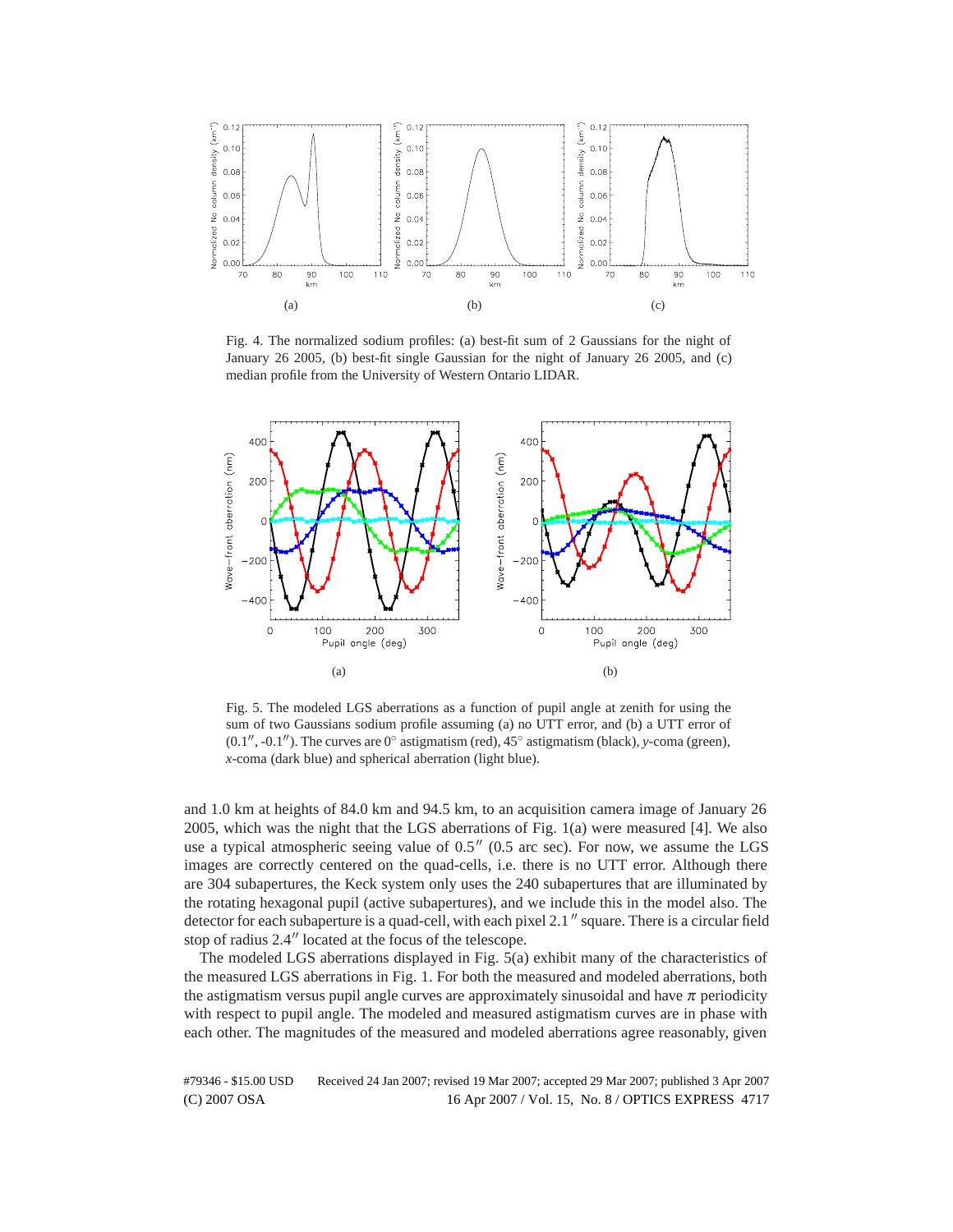Fig. 4. The normalized sodium profiles: (a) best-fit sum of 2 Gaussians for the night of January 26 2005, (b) best-fit single Gaussian for the night of January 26 2005, and (c) median profile from the University of Western Ontario LIDAR.

Fig. 5. The modeled LGS aberrations as a function of pupil angle at zenith for using the sum of two Gaussians sodium profile assuming (a) no UTT error, and (b) a UTT error of (0.1″, -0.1″). The curves are 0° astigmatism (red), 45° astigmatism (black), *y*-coma (green), *x*-coma (dark blue) and spherical aberration (light blue).

and 1.0 km at heights of 84.0 km and 94.5 km, to an acquisition camera image of January 26 2005, which was the night that the LGS aberrations of Fig. 1(a) were measured [4]. We also use a typical atmospheric seeing value of 0.5″ (0.5 arc sec). For now, we assume the LGS images are correctly centered on the quad-cells, i.e. there is no UTT error. Although there are 304 subapertures, the Keck system only uses the 240 subapertures that are illuminated by the rotating hexagonal pupil (active subapertures), and we include this in the model also. The detector for each subaperture is a quad-cell, with each pixel 2.1″ square. There is a circular field stop of radius 2.4″ located at the focus of the telescope.

The modeled LGS aberrations displayed in Fig. 5(a) exhibit many of the characteristics of the measured LGS aberrations in Fig. 1. For both the measured and modeled aberrations, both the astigmatism versus pupil angle curves are approximately sinusoidal and have $\pi$ periodicity with respect to pupil angle. The modeled and measured astigmatism curves are in phase with each other. The magnitudes of the measured and modeled aberrations agree reasonably, given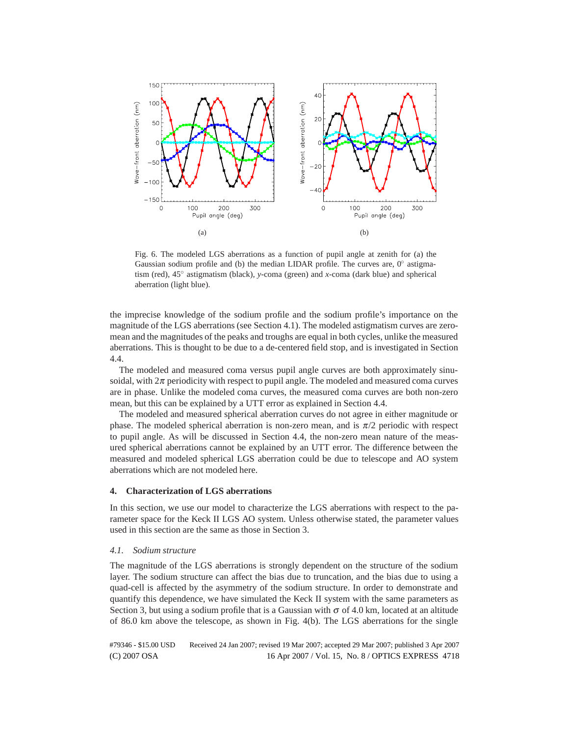Fig. 6. The modeled LGS aberrations as a function of pupil angle at zenith for (a) the Gaussian sodium profile and (b) the median LIDAR profile. The curves are, 0° astigmatism (red), 45° astigmatism (black), *y*-coma (green) and *x*-coma (dark blue) and spherical aberration (light blue).

the imprecise knowledge of the sodium profile and the sodium profile's importance on the magnitude of the LGS aberrations (see Section 4.1). The modeled astigmatism curves are zero-mean and the magnitudes of the peaks and troughs are equal in both cycles, unlike the measured aberrations. This is thought to be due to a de-centered field stop, and is investigated in Section 4.4.

The modeled and measured coma versus pupil angle curves are both approximately sinusoidal, with $2\pi$ periodicity with respect to pupil angle. The modeled and measured coma curves are in phase. Unlike the modeled coma curves, the measured coma curves are both non-zero mean, but this can be explained by a UTT error as explained in Section 4.4.

The modeled and measured spherical aberration curves do not agree in either magnitude or phase. The modeled spherical aberration is non-zero mean, and is $\pi/2$ periodic with respect to pupil angle. As will be discussed in Section 4.4, the non-zero mean nature of the measured spherical aberrations cannot be explained by an UTT error. The difference between the measured and modeled spherical LGS aberration could be due to telescope and AO system aberrations which are not modeled here.

## 4. Characterization of LGS aberrations

In this section, we use our model to characterize the LGS aberrations with respect to the parameter space for the Keck II LGS AO system. Unless otherwise stated, the parameter values used in this section are the same as those in Section 3.

### 4.1. Sodium structure

The magnitude of the LGS aberrations is strongly dependent on the structure of the sodium layer. The sodium structure can affect the bias due to truncation, and the bias due to using a quad-cell is affected by the asymmetry of the sodium structure. In order to demonstrate and quantify this dependence, we have simulated the Keck II system with the same parameters as Section 3, but using a sodium profile that is a Gaussian with $\sigma$ of 4.0 km, located at an altitude of 86.0 km above the telescope, as shown in Fig. 4(b). The LGS aberrations for the single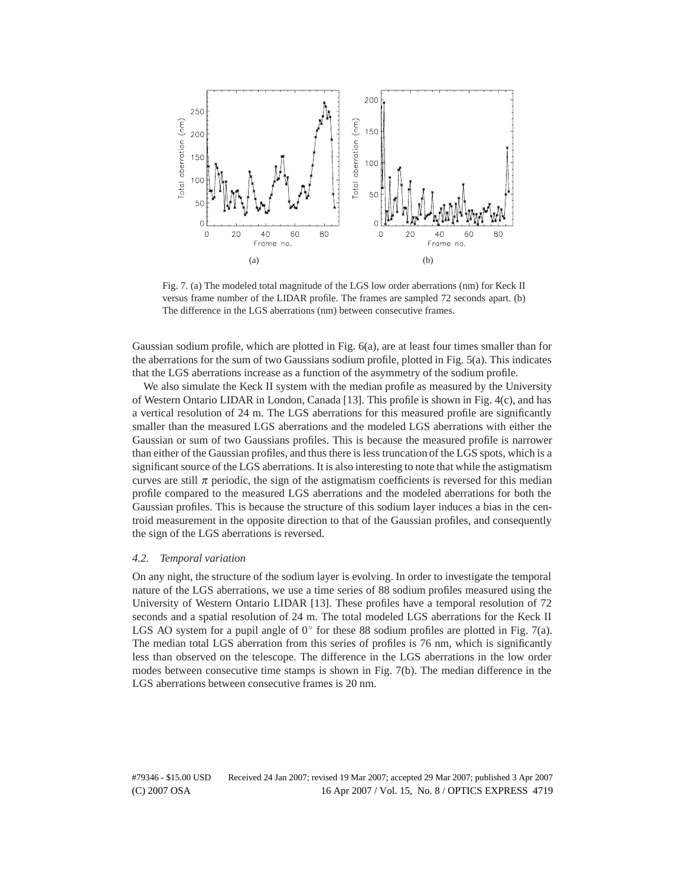Fig. 7. (a) The modeled total magnitude of the LGS low order aberrations (nm) for Keck II versus frame number of the LIDAR profile. The frames are sampled 72 seconds apart. (b) The difference in the LGS aberrations (nm) between consecutive frames.

Gaussian sodium profile, which are plotted in Fig. 6(a), are at least four times smaller than for the aberrations for the sum of two Gaussians sodium profile, plotted in Fig. 5(a). This indicates that the LGS aberrations increase as a function of the asymmetry of the sodium profile.

We also simulate the Keck II system with the median profile as measured by the University of Western Ontario LIDAR in London, Canada [13]. This profile is shown in Fig. 4(c), and has a vertical resolution of 24 m. The LGS aberrations for this measured profile are significantly smaller than the measured LGS aberrations and the modeled LGS aberrations with either the Gaussian or sum of two Gaussians profiles. This is because the measured profile is narrower than either of the Gaussian profiles, and thus there is less truncation of the LGS spots, which is a significant source of the LGS aberrations. It is also interesting to note that while the astigmatism curves are still $\pi$ periodic, the sign of the astigmatism coefficients is reversed for this median profile compared to the measured LGS aberrations and the modeled aberrations for both the Gaussian profiles. This is because the structure of this sodium layer induces a bias in the centroid measurement in the opposite direction to that of the Gaussian profiles, and consequently the sign of the LGS aberrations is reversed.

### *4.2. Temporal variation*

On any night, the structure of the sodium layer is evolving. In order to investigate the temporal nature of the LGS aberrations, we use a time series of 88 sodium profiles measured using the University of Western Ontario LIDAR [13]. These profiles have a temporal resolution of 72 seconds and a spatial resolution of 24 m. The total modeled LGS aberrations for the Keck II LGS AO system for a pupil angle of $0^\circ$ for these 88 sodium profiles are plotted in Fig. 7(a). The median total LGS aberration from this series of profiles is 76 nm, which is significantly less than observed on the telescope. The difference in the LGS aberrations in the low order modes between consecutive time stamps is shown in Fig. 7(b). The median difference in the LGS aberrations between consecutive frames is 20 nm.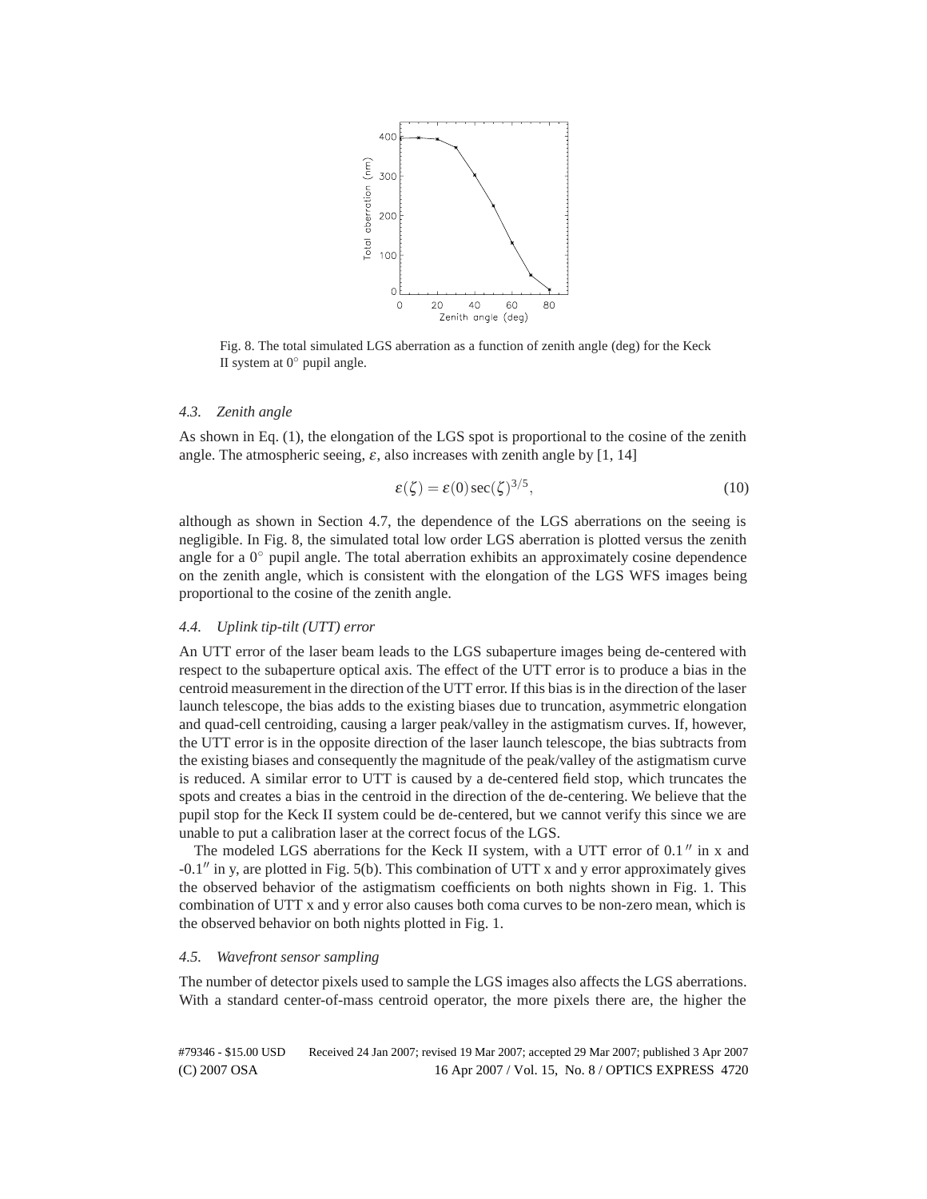Fig. 8. The total simulated LGS aberration as a function of zenith angle (deg) for the Keck II system at 0° pupil angle.

### 4.3. Zenith angle

As shown in Eq. (1), the elongation of the LGS spot is proportional to the cosine of the zenith angle. The atmospheric seeing, $\varepsilon$, also increases with zenith angle by [1, 14]

$$\varepsilon(\zeta) = \varepsilon(0)\sec(\zeta)^{3/5}, \tag{10}$$

although as shown in Section 4.7, the dependence of the LGS aberrations on the seeing is negligible. In Fig. 8, the simulated total low order LGS aberration is plotted versus the zenith angle for a 0° pupil angle. The total aberration exhibits an approximately cosine dependence on the zenith angle, which is consistent with the elongation of the LGS WFS images being proportional to the cosine of the zenith angle.

### 4.4. Uplink tip-tilt (UTT) error

An UTT error of the laser beam leads to the LGS subaperture images being de-centered with respect to the subaperture optical axis. The effect of the UTT error is to produce a bias in the centroid measurement in the direction of the UTT error. If this bias is in the direction of the laser launch telescope, the bias adds to the existing biases due to truncation, asymmetric elongation and quad-cell centroiding, causing a larger peak/valley in the astigmatism curves. If, however, the UTT error is in the opposite direction of the laser launch telescope, the bias subtracts from the existing biases and consequently the magnitude of the peak/valley of the astigmatism curve is reduced. A similar error to UTT is caused by a de-centered field stop, which truncates the spots and creates a bias in the centroid in the direction of the de-centering. We believe that the pupil stop for the Keck II system could be de-centered, but we cannot verify this since we are unable to put a calibration laser at the correct focus of the LGS.

The modeled LGS aberrations for the Keck II system, with a UTT error of 0.1″ in x and -0.1″ in y, are plotted in Fig. 5(b). This combination of UTT x and y error approximately gives the observed behavior of the astigmatism coefficients on both nights shown in Fig. 1. This combination of UTT x and y error also causes both coma curves to be non-zero mean, which is the observed behavior on both nights plotted in Fig. 1.

### 4.5. Wavefront sensor sampling

The number of detector pixels used to sample the LGS images also affects the LGS aberrations. With a standard center-of-mass centroid operator, the more pixels there are, the higher the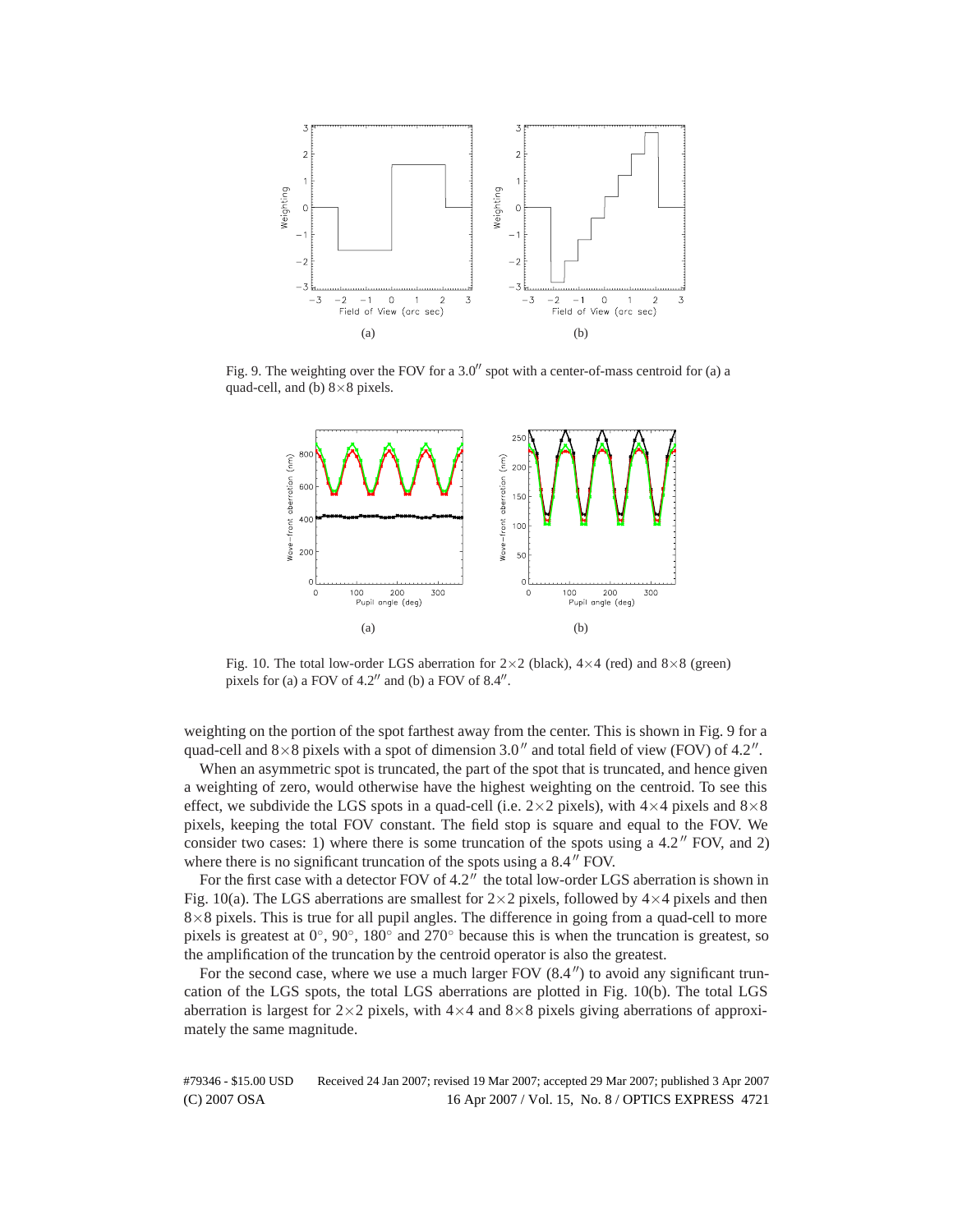Fig. 9. The weighting over the FOV for a $3.0''$ spot with a center-of-mass centroid for (a) a quad-cell, and (b) $8\times8$ pixels.

Fig. 10. The total low-order LGS aberration for $2\times2$ (black), $4\times4$ (red) and $8\times8$ (green) pixels for (a) a FOV of $4.2''$ and (b) a FOV of $8.4''$.

weighting on the portion of the spot farthest away from the center. This is shown in Fig. 9 for a quad-cell and $8\times8$ pixels with a spot of dimension $3.0''$ and total field of view (FOV) of $4.2''$.

When an asymmetric spot is truncated, the part of the spot that is truncated, and hence given a weighting of zero, would otherwise have the highest weighting on the centroid. To see this effect, we subdivide the LGS spots in a quad-cell (i.e. $2\times2$ pixels), with $4\times4$ pixels and $8\times8$ pixels, keeping the total FOV constant. The field stop is square and equal to the FOV. We consider two cases: 1) where there is some truncation of the spots using a $4.2''$ FOV, and 2) where there is no significant truncation of the spots using a $8.4''$ FOV.

For the first case with a detector FOV of $4.2''$ the total low-order LGS aberration is shown in Fig. 10(a). The LGS aberrations are smallest for $2\times2$ pixels, followed by $4\times4$ pixels and then $8\times8$ pixels. This is true for all pupil angles. The difference in going from a quad-cell to more pixels is greatest at $0^\circ$, $90^\circ$, $180^\circ$ and $270^\circ$ because this is when the truncation is greatest, so the amplification of the truncation by the centroid operator is also the greatest.

For the second case, where we use a much larger FOV ($8.4''$) to avoid any significant truncation of the LGS spots, the total LGS aberrations are plotted in Fig. 10(b). The total LGS aberration is largest for $2\times2$ pixels, with $4\times4$ and $8\times8$ pixels giving aberrations of approximately the same magnitude.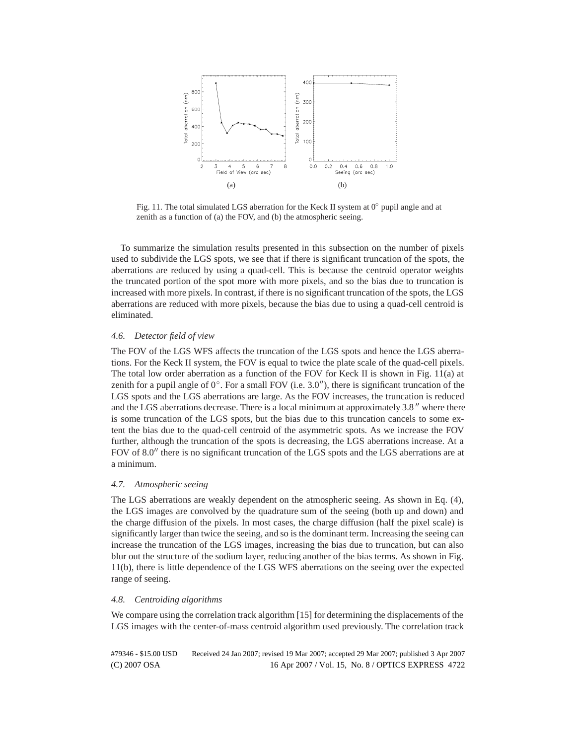Fig. 11. The total simulated LGS aberration for the Keck II system at 0° pupil angle and at zenith as a function of (a) the FOV, and (b) the atmospheric seeing.

To summarize the simulation results presented in this subsection on the number of pixels used to subdivide the LGS spots, we see that if there is significant truncation of the spots, the aberrations are reduced by using a quad-cell. This is because the centroid operator weights the truncated portion of the spot more with more pixels, and so the bias due to truncation is increased with more pixels. In contrast, if there is no significant truncation of the spots, the LGS aberrations are reduced with more pixels, because the bias due to using a quad-cell centroid is eliminated.

### *4.6. Detector field of view*

The FOV of the LGS WFS affects the truncation of the LGS spots and hence the LGS aberrations. For the Keck II system, the FOV is equal to twice the plate scale of the quad-cell pixels. The total low order aberration as a function of the FOV for Keck II is shown in Fig. 11(a) at zenith for a pupil angle of 0°. For a small FOV (i.e. 3.0″), there is significant truncation of the LGS spots and the LGS aberrations are large. As the FOV increases, the truncation is reduced and the LGS aberrations decrease. There is a local minimum at approximately 3.8″ where there is some truncation of the LGS spots, but the bias due to this truncation cancels to some extent the bias due to the quad-cell centroid of the asymmetric spots. As we increase the FOV further, although the truncation of the spots is decreasing, the LGS aberrations increase. At a FOV of 8.0″ there is no significant truncation of the LGS spots and the LGS aberrations are at a minimum.

### *4.7. Atmospheric seeing*

The LGS aberrations are weakly dependent on the atmospheric seeing. As shown in Eq. (4), the LGS images are convolved by the quadrature sum of the seeing (both up and down) and the charge diffusion of the pixels. In most cases, the charge diffusion (half the pixel scale) is significantly larger than twice the seeing, and so is the dominant term. Increasing the seeing can increase the truncation of the LGS images, increasing the bias due to truncation, but can also blur out the structure of the sodium layer, reducing another of the bias terms. As shown in Fig. 11(b), there is little dependence of the LGS WFS aberrations on the seeing over the expected range of seeing.

### *4.8. Centroiding algorithms*

We compare using the correlation track algorithm [15] for determining the displacements of the LGS images with the center-of-mass centroid algorithm used previously. The correlation track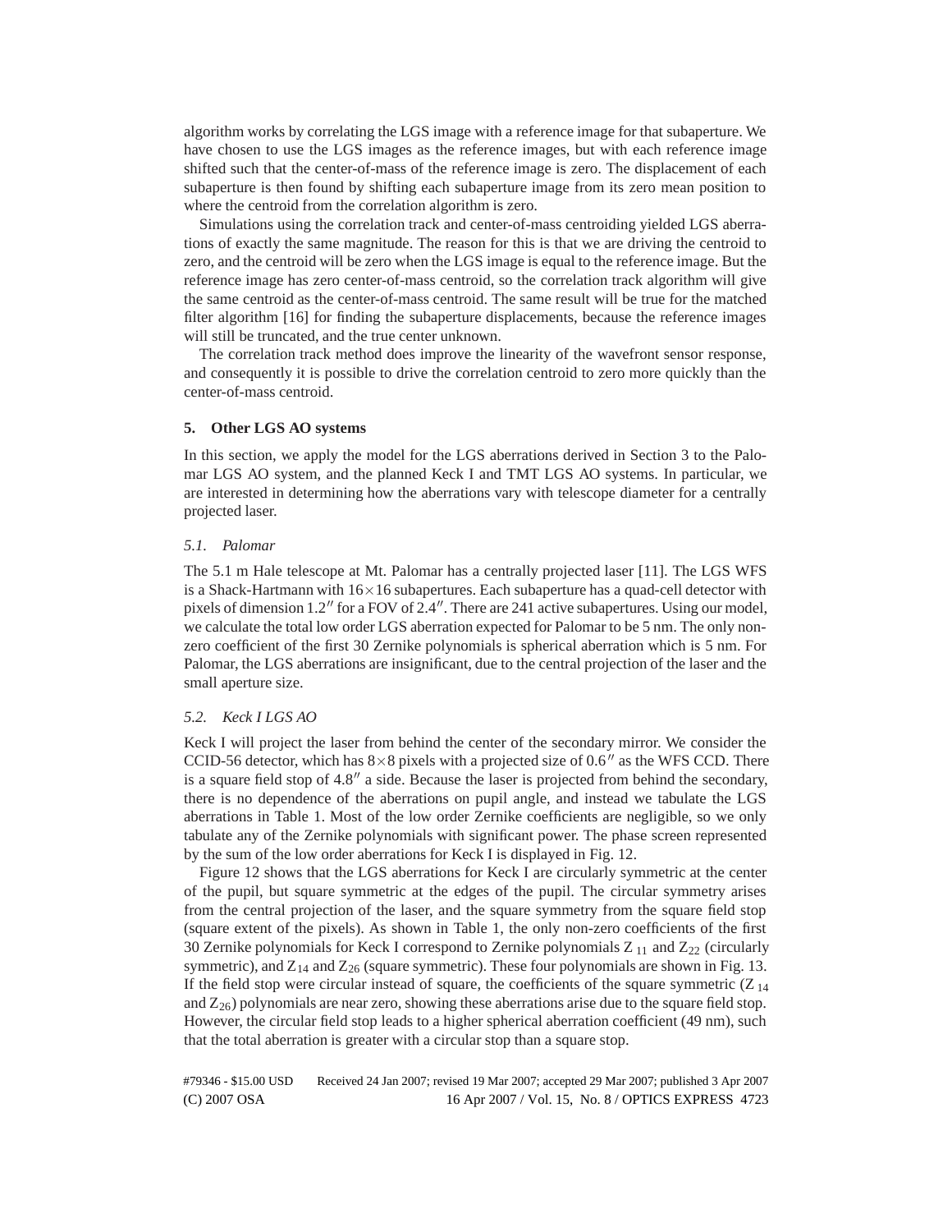algorithm works by correlating the LGS image with a reference image for that subaperture. We have chosen to use the LGS images as the reference images, but with each reference image shifted such that the center-of-mass of the reference image is zero. The displacement of each subaperture is then found by shifting each subaperture image from its zero mean position to where the centroid from the correlation algorithm is zero.

Simulations using the correlation track and center-of-mass centroiding yielded LGS aberrations of exactly the same magnitude. The reason for this is that we are driving the centroid to zero, and the centroid will be zero when the LGS image is equal to the reference image. But the reference image has zero center-of-mass centroid, so the correlation track algorithm will give the same centroid as the center-of-mass centroid. The same result will be true for the matched filter algorithm [16] for finding the subaperture displacements, because the reference images will still be truncated, and the true center unknown.

The correlation track method does improve the linearity of the wavefront sensor response, and consequently it is possible to drive the correlation centroid to zero more quickly than the center-of-mass centroid.

## 5. Other LGS AO systems

In this section, we apply the model for the LGS aberrations derived in Section 3 to the Palomar LGS AO system, and the planned Keck I and TMT LGS AO systems. In particular, we are interested in determining how the aberrations vary with telescope diameter for a centrally projected laser.

### *5.1. Palomar*

The 5.1 m Hale telescope at Mt. Palomar has a centrally projected laser [11]. The LGS WFS is a Shack-Hartmann with $16\times16$ subapertures. Each subaperture has a quad-cell detector with pixels of dimension $1.2''$ for a FOV of $2.4''$. There are 241 active subapertures. Using our model, we calculate the total low order LGS aberration expected for Palomar to be 5 nm. The only non-zero coefficient of the first 30 Zernike polynomials is spherical aberration which is 5 nm. For Palomar, the LGS aberrations are insignificant, due to the central projection of the laser and the small aperture size.

### *5.2. Keck I LGS AO*

Keck I will project the laser from behind the center of the secondary mirror. We consider the CCID-56 detector, which has $8\times8$ pixels with a projected size of $0.6''$ as the WFS CCD. There is a square field stop of $4.8''$ a side. Because the laser is projected from behind the secondary, there is no dependence of the aberrations on pupil angle, and instead we tabulate the LGS aberrations in Table 1. Most of the low order Zernike coefficients are negligible, so we only tabulate any of the Zernike polynomials with significant power. The phase screen represented by the sum of the low order aberrations for Keck I is displayed in Fig. 12.

Figure 12 shows that the LGS aberrations for Keck I are circularly symmetric at the center of the pupil, but square symmetric at the edges of the pupil. The circular symmetry arises from the central projection of the laser, and the square symmetry from the square field stop (square extent of the pixels). As shown in Table 1, the only non-zero coefficients of the first 30 Zernike polynomials for Keck I correspond to Zernike polynomials $Z_{11}$ and $Z_{22}$ (circularly symmetric), and $Z_{14}$ and $Z_{26}$ (square symmetric). These four polynomials are shown in Fig. 13. If the field stop were circular instead of square, the coefficients of the square symmetric ($Z_{14}$ and $Z_{26}$) polynomials are near zero, showing these aberrations arise due to the square field stop. However, the circular field stop leads to a higher spherical aberration coefficient (49 nm), such that the total aberration is greater with a circular stop than a square stop.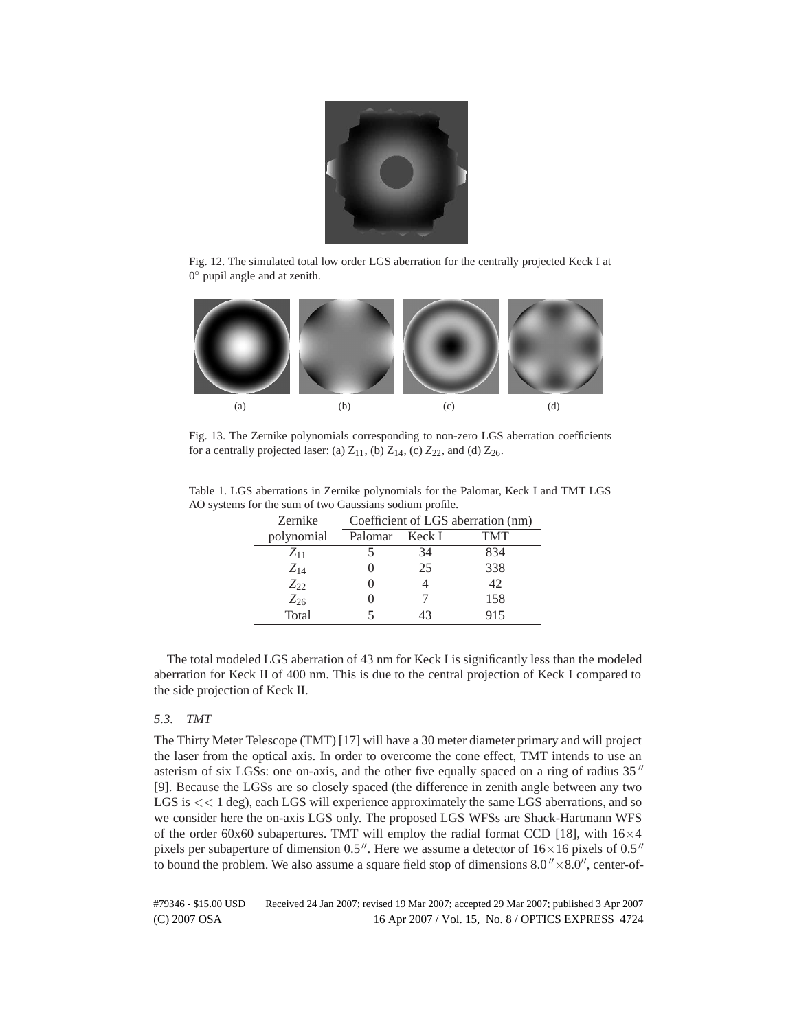Fig. 12. The simulated total low order LGS aberration for the centrally projected Keck I at $0^\circ$ pupil angle and at zenith.

(a) (b) (c) (d)

Fig. 13. The Zernike polynomials corresponding to non-zero LGS aberration coefficients for a centrally projected laser: (a) $Z_{11}$, (b) $Z_{14}$, (c) $Z_{22}$, and (d) $Z_{26}$.

Table 1. LGS aberrations in Zernike polynomials for the Palomar, Keck I and TMT LGS AO systems for the sum of two Gaussians sodium profile.

| Zernike | Coefficient of LGS aberration (nm) | | |
|---|---|---|---|
| polynomial | Palomar | Keck I | TMT |
| $Z_{11}$ | 5 | 34 | 834 |
| $Z_{14}$ | 0 | 25 | 338 |
| $Z_{22}$ | 0 | 4 | 42 |
| $Z_{26}$ | 0 | 7 | 158 |
| Total | 5 | 43 | 915 |

The total modeled LGS aberration of 43 nm for Keck I is significantly less than the modeled aberration for Keck II of 400 nm. This is due to the central projection of Keck I compared to the side projection of Keck II.

### *5.3. TMT*

The Thirty Meter Telescope (TMT) [17] will have a 30 meter diameter primary and will project the laser from the optical axis. In order to overcome the cone effect, TMT intends to use an asterism of six LGSs: one on-axis, and the other five equally spaced on a ring of radius $35''$ [9]. Because the LGSs are so closely spaced (the difference in zenith angle between any two LGS is $<< 1$ deg), each LGS will experience approximately the same LGS aberrations, and so we consider here the on-axis LGS only. The proposed LGS WFSs are Shack-Hartmann WFS of the order 60x60 subapertures. TMT will employ the radial format CCD [18], with $16\times4$ pixels per subaperture of dimension $0.5''$. Here we assume a detector of $16\times16$ pixels of $0.5''$ to bound the problem. We also assume a square field stop of dimensions $8.0''\times8.0''$, center-of-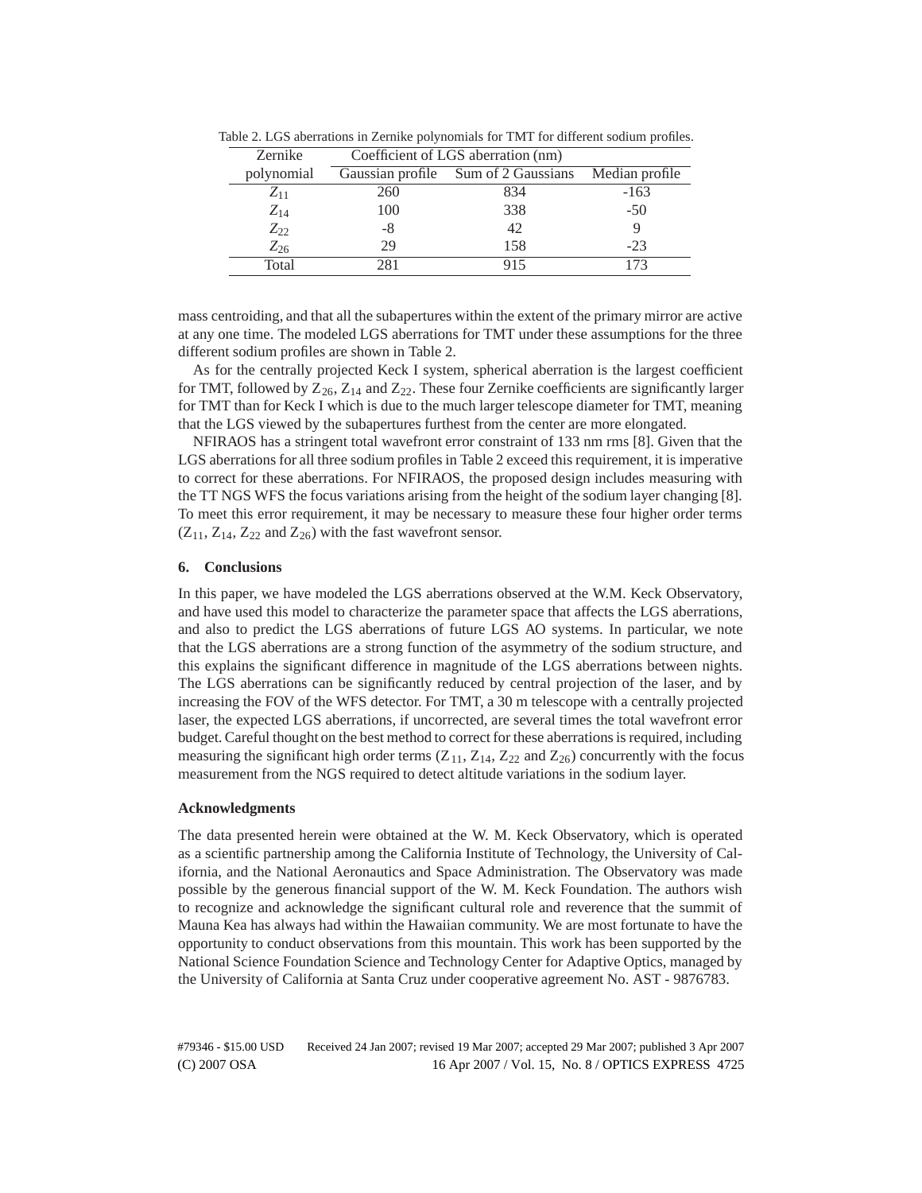Table 2. LGS aberrations in Zernike polynomials for TMT for different sodium profiles.

| Zernike | Coefficient of LGS aberration (nm) | | |
|---|---|---|---|
| polynomial | Gaussian profile | Sum of 2 Gaussians | Median profile |
| $Z_{11}$ | 260 | 834 | -163 |
| $Z_{14}$ | 100 | 338 | -50 |
| $Z_{22}$ | -8 | 42 | 9 |
| $Z_{26}$ | 29 | 158 | -23 |
| Total | 281 | 915 | 173 |

mass centroiding, and that all the subapertures within the extent of the primary mirror are active at any one time. The modeled LGS aberrations for TMT under these assumptions for the three different sodium profiles are shown in Table 2.

As for the centrally projected Keck I system, spherical aberration is the largest coefficient for TMT, followed by $Z_{26}$, $Z_{14}$ and $Z_{22}$. These four Zernike coefficients are significantly larger for TMT than for Keck I which is due to the much larger telescope diameter for TMT, meaning that the LGS viewed by the subapertures furthest from the center are more elongated.

NFIRAOS has a stringent total wavefront error constraint of 133 nm rms [8]. Given that the LGS aberrations for all three sodium profiles in Table 2 exceed this requirement, it is imperative to correct for these aberrations. For NFIRAOS, the proposed design includes measuring with the TT NGS WFS the focus variations arising from the height of the sodium layer changing [8]. To meet this error requirement, it may be necessary to measure these four higher order terms ($Z_{11}$, $Z_{14}$, $Z_{22}$ and $Z_{26}$) with the fast wavefront sensor.

### 6. Conclusions

In this paper, we have modeled the LGS aberrations observed at the W.M. Keck Observatory, and have used this model to characterize the parameter space that affects the LGS aberrations, and also to predict the LGS aberrations of future LGS AO systems. In particular, we note that the LGS aberrations are a strong function of the asymmetry of the sodium structure, and this explains the significant difference in magnitude of the LGS aberrations between nights. The LGS aberrations can be significantly reduced by central projection of the laser, and by increasing the FOV of the WFS detector. For TMT, a 30 m telescope with a centrally projected laser, the expected LGS aberrations, if uncorrected, are several times the total wavefront error budget. Careful thought on the best method to correct for these aberrations is required, including measuring the significant high order terms ($Z_{11}$, $Z_{14}$, $Z_{22}$ and $Z_{26}$) concurrently with the focus measurement from the NGS required to detect altitude variations in the sodium layer.

### Acknowledgments

The data presented herein were obtained at the W. M. Keck Observatory, which is operated as a scientific partnership among the California Institute of Technology, the University of California, and the National Aeronautics and Space Administration. The Observatory was made possible by the generous financial support of the W. M. Keck Foundation. The authors wish to recognize and acknowledge the significant cultural role and reverence that the summit of Mauna Kea has always had within the Hawaiian community. We are most fortunate to have the opportunity to conduct observations from this mountain. This work has been supported by the National Science Foundation Science and Technology Center for Adaptive Optics, managed by the University of California at Santa Cruz under cooperative agreement No. AST - 9876783.